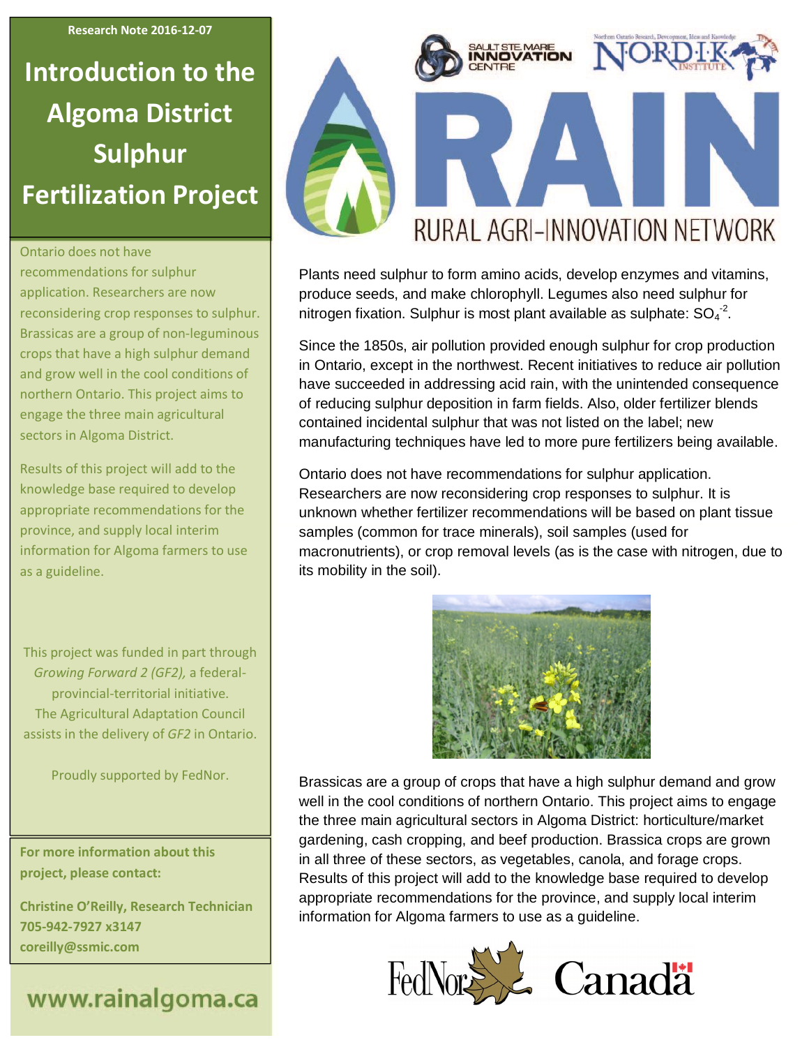Research Note 2016-12-07

# Introduction to the Algoma District Sulphur Fertilization Project

Ontario does not have recommendations for sulphur application. Researchers are now reconsidering crop responses to sulphur. Brassicas are a group of non-leguminous crops that have a high sulphur demand and grow well in the cool conditions of northern Ontario. This project aims to engage the three main agricultural sectors in Algoma District.

Results of this project will add to the knowledge base required to develop appropriate recommendations for the province, and supply local interim information for Algoma farmers to use as a guideline.

This project was funded in part through *Growing Forward 2 (GF2),* a federal-provincial-territorial initiative. The Agricultural Adaptation Council assists in the delivery of *GF2* in Ontario.

Proudly supported by FedNor.

**For more information about this project, please contact:**

**Christine O'Reilly, Research Technician**
**705-942-7927 x3147**
**coreilly@ssmic.com**

**www.rainalgoma.ca**

Sault Ste. Marie Innovation Centre — NORDIK Institute

RAIN — RURAL AGRI-INNOVATION NETWORK

Plants need sulphur to form amino acids, develop enzymes and vitamins, produce seeds, and make chlorophyll. Legumes also need sulphur for nitrogen fixation. Sulphur is most plant available as sulphate: $SO_4^{-2}$.

Since the 1850s, air pollution provided enough sulphur for crop production in Ontario, except in the northwest. Recent initiatives to reduce air pollution have succeeded in addressing acid rain, with the unintended consequence of reducing sulphur deposition in farm fields. Also, older fertilizer blends contained incidental sulphur that was not listed on the label; new manufacturing techniques have led to more pure fertilizers being available.

Ontario does not have recommendations for sulphur application. Researchers are now reconsidering crop responses to sulphur. It is unknown whether fertilizer recommendations will be based on plant tissue samples (common for trace minerals), soil samples (used for macronutrients), or crop removal levels (as is the case with nitrogen, due to its mobility in the soil).

Brassicas are a group of crops that have a high sulphur demand and grow well in the cool conditions of northern Ontario. This project aims to engage the three main agricultural sectors in Algoma District: horticulture/market gardening, cash cropping, and beef production. Brassica crops are grown in all three of these sectors, as vegetables, canola, and forage crops. Results of this project will add to the knowledge base required to develop appropriate recommendations for the province, and supply local interim information for Algoma farmers to use as a guideline.

FedNor Canada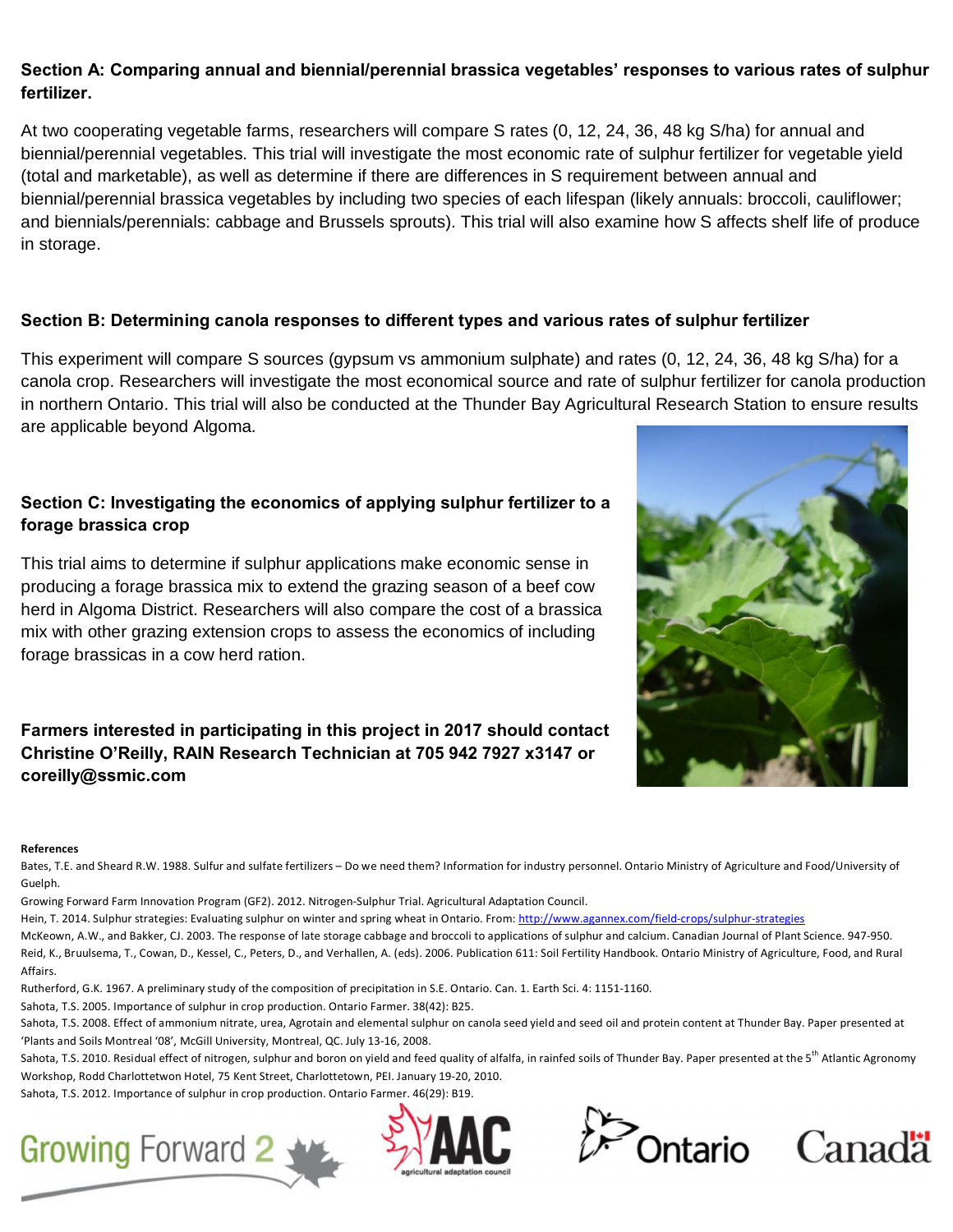## Section A: Comparing annual and biennial/perennial brassica vegetables' responses to various rates of sulphur fertilizer.

At two cooperating vegetable farms, researchers will compare S rates (0, 12, 24, 36, 48 kg S/ha) for annual and biennial/perennial vegetables. This trial will investigate the most economic rate of sulphur fertilizer for vegetable yield (total and marketable), as well as determine if there are differences in S requirement between annual and biennial/perennial brassica vegetables by including two species of each lifespan (likely annuals: broccoli, cauliflower; and biennials/perennials: cabbage and Brussels sprouts). This trial will also examine how S affects shelf life of produce in storage.

## Section B: Determining canola responses to different types and various rates of sulphur fertilizer

This experiment will compare S sources (gypsum vs ammonium sulphate) and rates (0, 12, 24, 36, 48 kg S/ha) for a canola crop. Researchers will investigate the most economical source and rate of sulphur fertilizer for canola production in northern Ontario. This trial will also be conducted at the Thunder Bay Agricultural Research Station to ensure results are applicable beyond Algoma.

## Section C: Investigating the economics of applying sulphur fertilizer to a forage brassica crop

This trial aims to determine if sulphur applications make economic sense in producing a forage brassica mix to extend the grazing season of a beef cow herd in Algoma District. Researchers will also compare the cost of a brassica mix with other grazing extension crops to assess the economics of including forage brassicas in a cow herd ration.

**Farmers interested in participating in this project in 2017 should contact Christine O'Reilly, RAIN Research Technician at 705 942 7927 x3147 or coreilly@ssmic.com**

#### References

Bates, T.E. and Sheard R.W. 1988. Sulfur and sulfate fertilizers – Do we need them? Information for industry personnel. Ontario Ministry of Agriculture and Food/University of Guelph.

Growing Forward Farm Innovation Program (GF2). 2012. Nitrogen-Sulphur Trial. Agricultural Adaptation Council.

Hein, T. 2014. Sulphur strategies: Evaluating sulphur on winter and spring wheat in Ontario. From: http://www.agannex.com/field-crops/sulphur-strategies

McKeown, A.W., and Bakker, CJ. 2003. The response of late storage cabbage and broccoli to applications of sulphur and calcium. Canadian Journal of Plant Science. 947-950.

Reid, K., Bruulsema, T., Cowan, D., Kessel, C., Peters, D., and Verhallen, A. (eds). 2006. Publication 611: Soil Fertility Handbook. Ontario Ministry of Agriculture, Food, and Rural Affairs.

Rutherford, G.K. 1967. A preliminary study of the composition of precipitation in S.E. Ontario. Can. 1. Earth Sci. 4: 1151-1160.

Sahota, T.S. 2005. Importance of sulphur in crop production. Ontario Farmer. 38(42): B25.

Sahota, T.S. 2008. Effect of ammonium nitrate, urea, Agrotain and elemental sulphur on canola seed yield and seed oil and protein content at Thunder Bay. Paper presented at 'Plants and Soils Montreal '08', McGill University, Montreal, QC. July 13-16, 2008.

Sahota, T.S. 2010. Residual effect of nitrogen, sulphur and boron on yield and feed quality of alfalfa, in rainfed soils of Thunder Bay. Paper presented at the 5th Atlantic Agronomy Workshop, Rodd Charlottetwon Hotel, 75 Kent Street, Charlottetown, PEI. January 19-20, 2010.

Sahota, T.S. 2012. Importance of sulphur in crop production. Ontario Farmer. 46(29): B19.

Growing Forward 2 | AAC agricultural adaptation council | Ontario | Canada